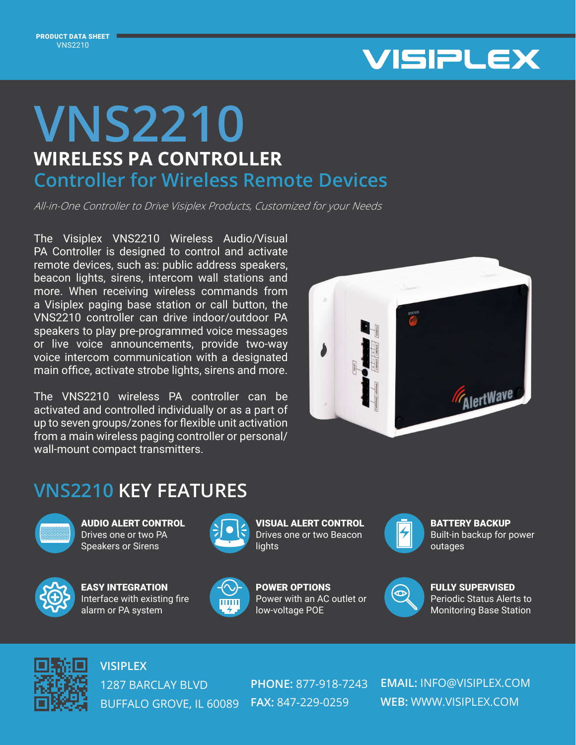PRODUCT DATA SHEET
VNS2210

VISIPLEX

# VNS2210

## WIRELESS PA CONTROLLER

## Controller for Wireless Remote Devices

*All-in-One Controller to Drive Visiplex Products, Customized for your Needs*

The Visiplex VNS2210 Wireless Audio/Visual PA Controller is designed to control and activate remote devices, such as: public address speakers, beacon lights, sirens, intercom wall stations and more. When receiving wireless commands from a Visiplex paging base station or call button, the VNS2210 controller can drive indoor/outdoor PA speakers to play pre-programmed voice messages or live voice announcements, provide two-way voice intercom communication with a designated main office, activate strobe lights, sirens and more.

The VNS2210 wireless PA controller can be activated and controlled individually or as a part of up to seven groups/zones for flexible unit activation from a main wireless paging controller or personal/wall-mount compact transmitters.

## VNS2210 KEY FEATURES

**AUDIO ALERT CONTROL**
Drives one or two PA Speakers or Sirens

**VISUAL ALERT CONTROL**
Drives one or two Beacon lights

**BATTERY BACKUP**
Built-in backup for power outages

**EASY INTEGRATION**
Interface with existing fire alarm or PA system

**POWER OPTIONS**
Power with an AC outlet or low-voltage POE

**FULLY SUPERVISED**
Periodic Status Alerts to Monitoring Base Station

**VISIPLEX**
1287 BARCLAY BLVD
BUFFALO GROVE, IL 60089

**PHONE:** 877-918-7243
**FAX:** 847-229-0259

**EMAIL:** INFO@VISIPLEX.COM
**WEB:** WWW.VISIPLEX.COM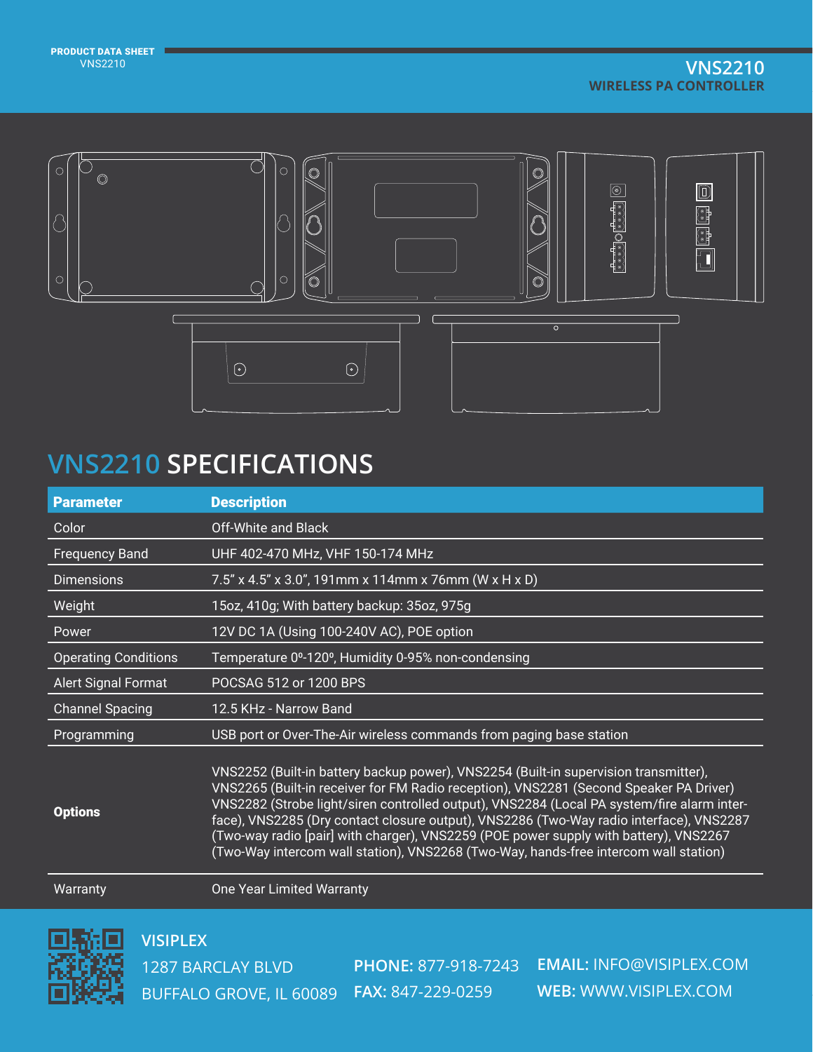# VNS2210

**WIRELESS PA CONTROLLER**

## VNS2210 SPECIFICATIONS

| Parameter | Description |
|---|---|
| Color | Off-White and Black |
| Frequency Band | UHF 402-470 MHz, VHF 150-174 MHz |
| Dimensions | 7.5” x 4.5” x 3.0”, 191mm x 114mm x 76mm (W x H x D) |
| Weight | 15oz, 410g; With battery backup: 35oz, 975g |
| Power | 12V DC 1A (Using 100-240V AC), POE option |
| Operating Conditions | Temperature 0º-120º, Humidity 0-95% non-condensing |
| Alert Signal Format | POCSAG 512 or 1200 BPS |
| Channel Spacing | 12.5 KHz - Narrow Band |
| Programming | USB port or Over-The-Air wireless commands from paging base station |
| **Options** | VNS2252 (Built-in battery backup power), VNS2254 (Built-in supervision transmitter), VNS2265 (Built-in receiver for FM Radio reception), VNS2281 (Second Speaker PA Driver) VNS2282 (Strobe light/siren controlled output), VNS2284 (Local PA system/fire alarm interface), VNS2285 (Dry contact closure output), VNS2286 (Two-Way radio interface), VNS2287 (Two-way radio [pair] with charger), VNS2259 (POE power supply with battery), VNS2267 (Two-Way intercom wall station), VNS2268 (Two-Way, hands-free intercom wall station) |
| Warranty | One Year Limited Warranty |

**VISIPLEX**
1287 BARCLAY BLVD
BUFFALO GROVE, IL 60089

**PHONE:** 877-918-7243
**FAX:** 847-229-0259

**EMAIL:** INFO@VISIPLEX.COM
**WEB:** WWW.VISIPLEX.COM